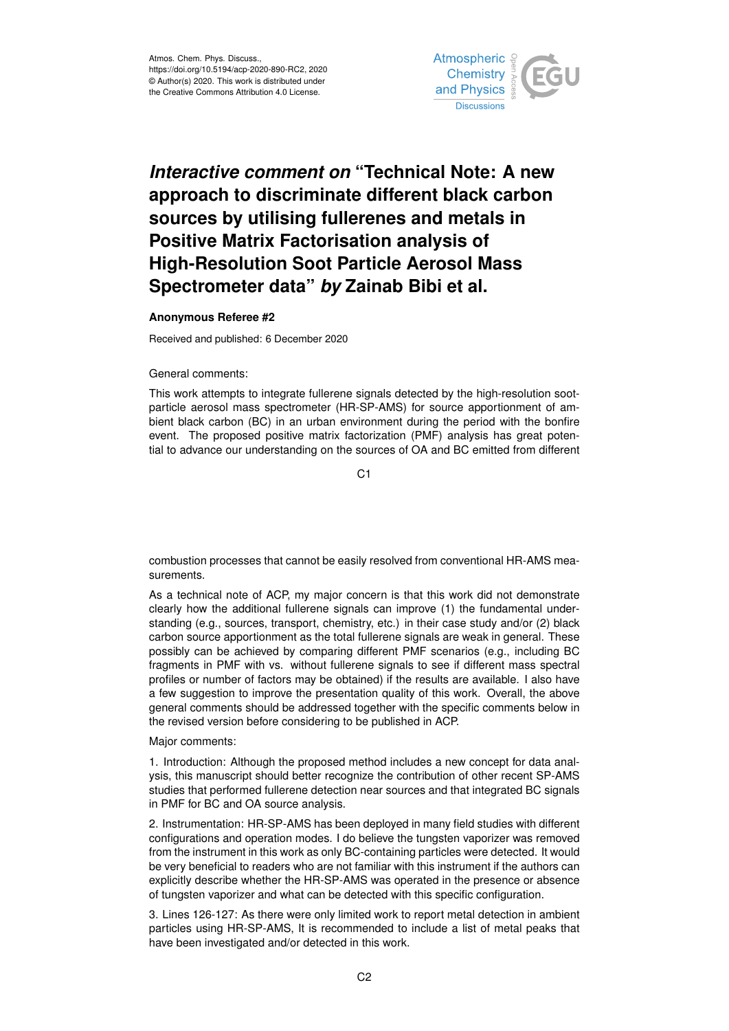Atmos. Chem. Phys. Discuss.,
https://doi.org/10.5194/acp-2020-890-RC2, 2020
© Author(s) 2020. This work is distributed under
the Creative Commons Attribution 4.0 License.

# *Interactive comment on* "Technical Note: A new approach to discriminate different black carbon sources by utilising fullerenes and metals in Positive Matrix Factorisation analysis of High-Resolution Soot Particle Aerosol Mass Spectrometer data" *by* Zainab Bibi et al.

**Anonymous Referee #2**

Received and published: 6 December 2020

General comments:

This work attempts to integrate fullerene signals detected by the high-resolution soot-particle aerosol mass spectrometer (HR-SP-AMS) for source apportionment of ambient black carbon (BC) in an urban environment during the period with the bonfire event. The proposed positive matrix factorization (PMF) analysis has great potential to advance our understanding on the sources of OA and BC emitted from different combustion processes that cannot be easily resolved from conventional HR-AMS measurements.

As a technical note of ACP, my major concern is that this work did not demonstrate clearly how the additional fullerene signals can improve (1) the fundamental understanding (e.g., sources, transport, chemistry, etc.) in their case study and/or (2) black carbon source apportionment as the total fullerene signals are weak in general. These possibly can be achieved by comparing different PMF scenarios (e.g., including BC fragments in PMF with vs. without fullerene signals to see if different mass spectral profiles or number of factors may be obtained) if the results are available. I also have a few suggestion to improve the presentation quality of this work. Overall, the above general comments should be addressed together with the specific comments below in the revised version before considering to be published in ACP.

Major comments:

1. Introduction: Although the proposed method includes a new concept for data analysis, this manuscript should better recognize the contribution of other recent SP-AMS studies that performed fullerene detection near sources and that integrated BC signals in PMF for BC and OA source analysis.

2. Instrumentation: HR-SP-AMS has been deployed in many field studies with different configurations and operation modes. I do believe the tungsten vaporizer was removed from the instrument in this work as only BC-containing particles were detected. It would be very beneficial to readers who are not familiar with this instrument if the authors can explicitly describe whether the HR-SP-AMS was operated in the presence or absence of tungsten vaporizer and what can be detected with this specific configuration.

3. Lines 126-127: As there were only limited work to report metal detection in ambient particles using HR-SP-AMS, It is recommended to include a list of metal peaks that have been investigated and/or detected in this work.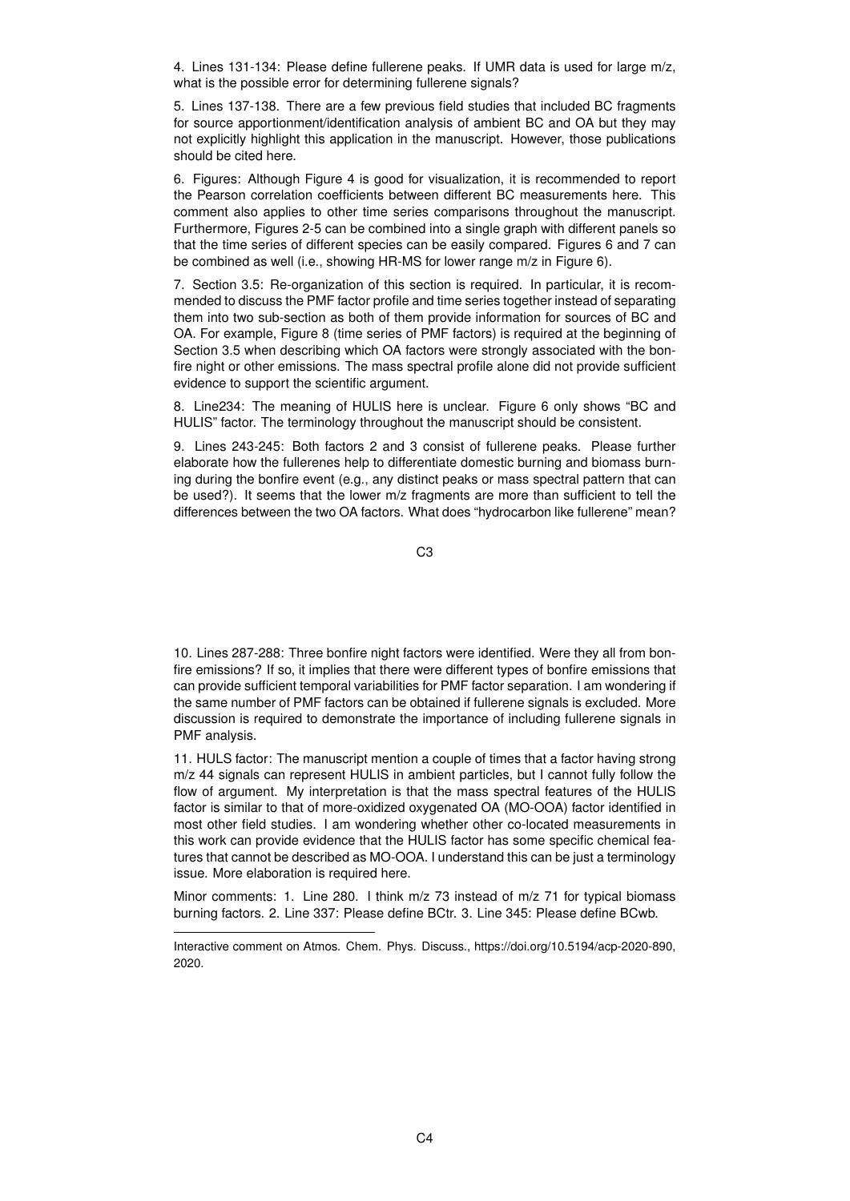4. Lines 131-134: Please define fullerene peaks. If UMR data is used for large m/z, what is the possible error for determining fullerene signals?

5. Lines 137-138. There are a few previous field studies that included BC fragments for source apportionment/identification analysis of ambient BC and OA but they may not explicitly highlight this application in the manuscript. However, those publications should be cited here.

6. Figures: Although Figure 4 is good for visualization, it is recommended to report the Pearson correlation coefficients between different BC measurements here. This comment also applies to other time series comparisons throughout the manuscript. Furthermore, Figures 2-5 can be combined into a single graph with different panels so that the time series of different species can be easily compared. Figures 6 and 7 can be combined as well (i.e., showing HR-MS for lower range m/z in Figure 6).

7. Section 3.5: Re-organization of this section is required. In particular, it is recommended to discuss the PMF factor profile and time series together instead of separating them into two sub-section as both of them provide information for sources of BC and OA. For example, Figure 8 (time series of PMF factors) is required at the beginning of Section 3.5 when describing which OA factors were strongly associated with the bonfire night or other emissions. The mass spectral profile alone did not provide sufficient evidence to support the scientific argument.

8. Line234: The meaning of HULIS here is unclear. Figure 6 only shows "BC and HULIS" factor. The terminology throughout the manuscript should be consistent.

9. Lines 243-245: Both factors 2 and 3 consist of fullerene peaks. Please further elaborate how the fullerenes help to differentiate domestic burning and biomass burning during the bonfire event (e.g., any distinct peaks or mass spectral pattern that can be used?). It seems that the lower m/z fragments are more than sufficient to tell the differences between the two OA factors. What does "hydrocarbon like fullerene" mean?

10. Lines 287-288: Three bonfire night factors were identified. Were they all from bonfire emissions? If so, it implies that there were different types of bonfire emissions that can provide sufficient temporal variabilities for PMF factor separation. I am wondering if the same number of PMF factors can be obtained if fullerene signals is excluded. More discussion is required to demonstrate the importance of including fullerene signals in PMF analysis.

11. HULS factor: The manuscript mention a couple of times that a factor having strong m/z 44 signals can represent HULIS in ambient particles, but I cannot fully follow the flow of argument. My interpretation is that the mass spectral features of the HULIS factor is similar to that of more-oxidized oxygenated OA (MO-OOA) factor identified in most other field studies. I am wondering whether other co-located measurements in this work can provide evidence that the HULIS factor has some specific chemical features that cannot be described as MO-OOA. I understand this can be just a terminology issue. More elaboration is required here.

Minor comments: 1. Line 280. I think m/z 73 instead of m/z 71 for typical biomass burning factors. 2. Line 337: Please define BCtr. 3. Line 345: Please define BCwb.

Interactive comment on Atmos. Chem. Phys. Discuss., https://doi.org/10.5194/acp-2020-890, 2020.